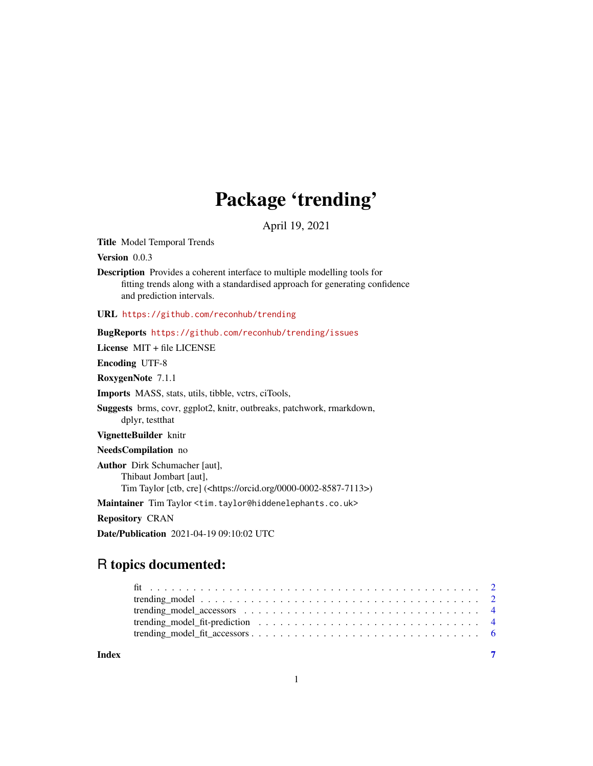# Package 'trending'

April 19, 2021

**Title** Model Temporal Trends

**Version** 0.0.3

**Description** Provides a coherent interface to multiple modelling tools for fitting trends along with a standardised approach for generating confidence and prediction intervals.

**URL** https://github.com/reconhub/trending

**BugReports** https://github.com/reconhub/trending/issues

**License** MIT + file LICENSE

**Encoding** UTF-8

**RoxygenNote** 7.1.1

**Imports** MASS, stats, utils, tibble, vctrs, ciTools,

**Suggests** brms, covr, ggplot2, knitr, outbreaks, patchwork, rmarkdown, dplyr, testthat

**VignetteBuilder** knitr

**NeedsCompilation** no

**Author** Dirk Schumacher [aut],
Thibaut Jombart [aut],
Tim Taylor [ctb, cre] (<https://orcid.org/0000-0002-8587-7113>)

**Maintainer** Tim Taylor <tim.taylor@hiddenelephants.co.uk>

**Repository** CRAN

**Date/Publication** 2021-04-19 09:10:02 UTC

## R topics documented:

- fit . . . . . . . . . . . . . . . . . . . . . . . . . . . . . . . . . . . . . . . . . . . . 2
- trending_model . . . . . . . . . . . . . . . . . . . . . . . . . . . . . . . . . . . . . . 2
- trending_model_accessors . . . . . . . . . . . . . . . . . . . . . . . . . . . . . . . . 4
- trending_model_fit-prediction . . . . . . . . . . . . . . . . . . . . . . . . . . . . . . 4
- trending_model_fit_accessors . . . . . . . . . . . . . . . . . . . . . . . . . . . . . . 6

**Index** 7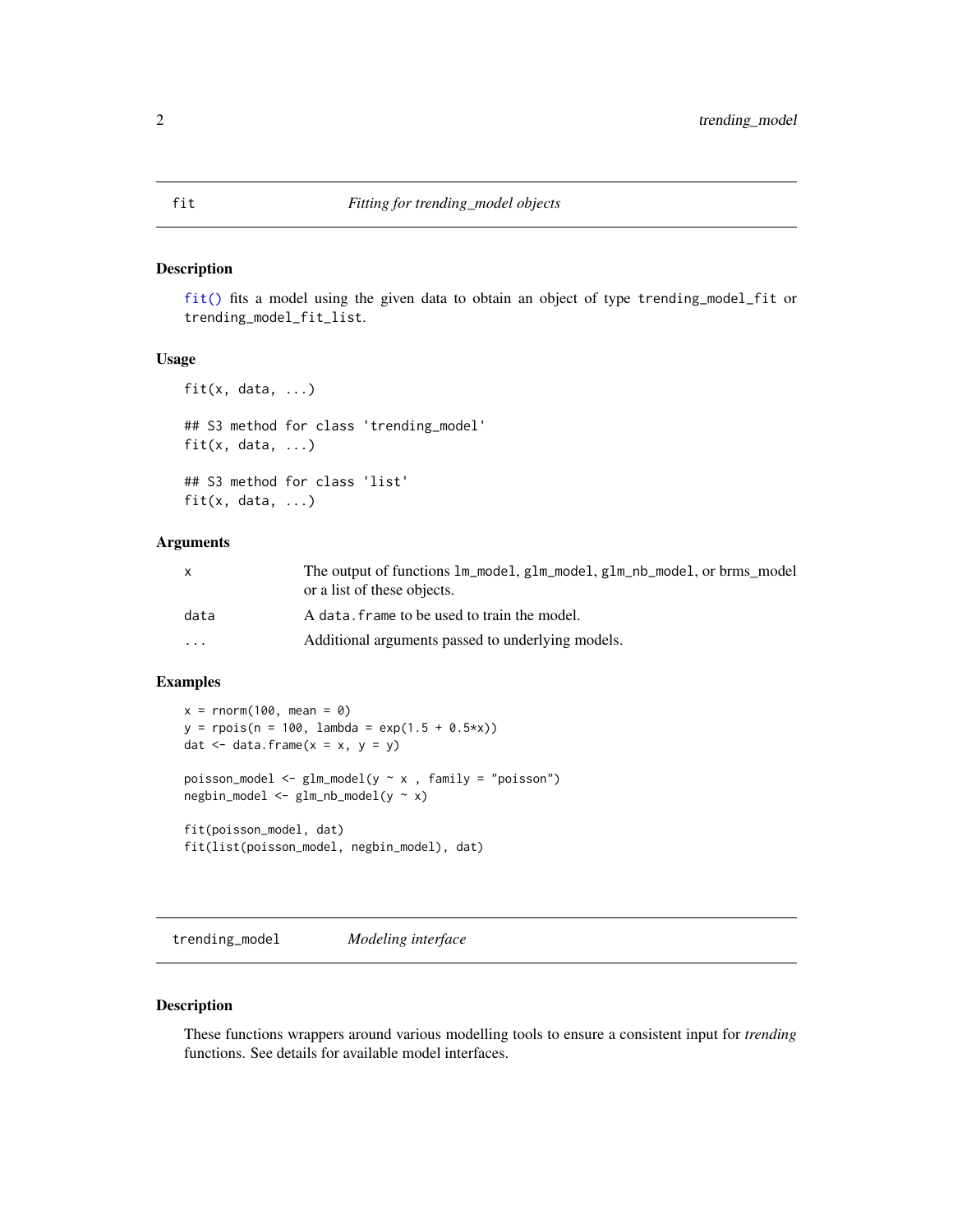## fit — *Fitting for trending_model objects*

### Description

`fit()` fits a model using the given data to obtain an object of type `trending_model_fit` or `trending_model_fit_list`.

### Usage

```
fit(x, data, ...)

## S3 method for class 'trending_model'
fit(x, data, ...)

## S3 method for class 'list'
fit(x, data, ...)
```

### Arguments

| | |
|---|---|
| x | The output of functions `lm_model`, `glm_model`, `glm_nb_model`, or brms_model or a list of these objects. |
| data | A `data.frame` to be used to train the model. |
| ... | Additional arguments passed to underlying models. |

### Examples

```
x = rnorm(100, mean = 0)
y = rpois(n = 100, lambda = exp(1.5 + 0.5*x))
dat <- data.frame(x = x, y = y)

poisson_model <- glm_model(y ~ x , family = "poisson")
negbin_model <- glm_nb_model(y ~ x)

fit(poisson_model, dat)
fit(list(poisson_model, negbin_model), dat)
```

## trending_model — *Modeling interface*

### Description

These functions wrappers around various modelling tools to ensure a consistent input for *trending* functions. See details for available model interfaces.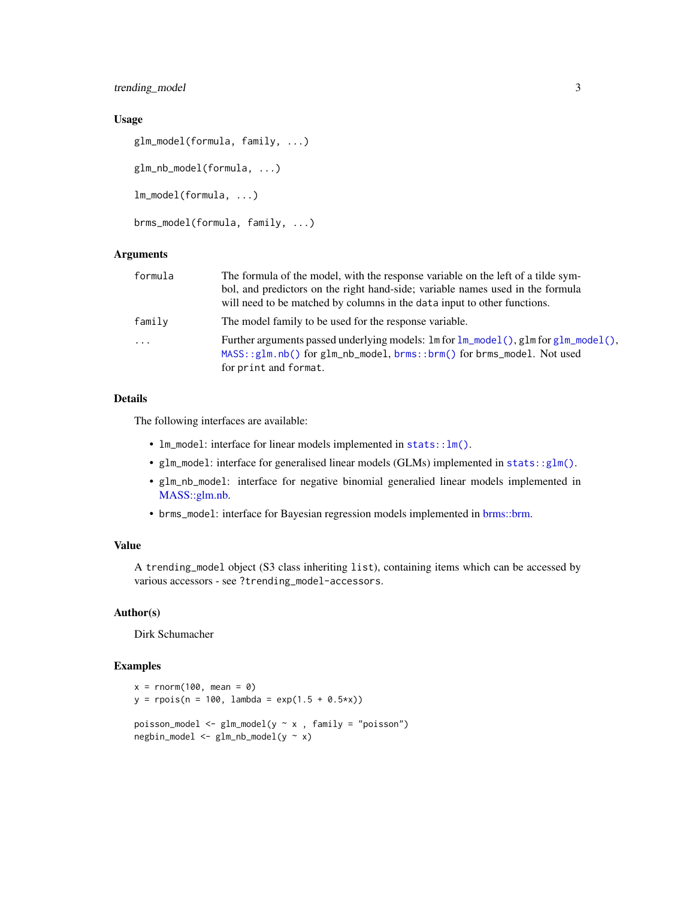## Usage

```
glm_model(formula, family, ...)

glm_nb_model(formula, ...)

lm_model(formula, ...)

brms_model(formula, family, ...)
```

## Arguments

| | |
|---|---|
| formula | The formula of the model, with the response variable on the left of a tilde symbol, and predictors on the right hand-side; variable names used in the formula will need to be matched by columns in the `data` input to other functions. |
| family | The model family to be used for the response variable. |
| ... | Further arguments passed underlying models: `lm` for `lm_model()`, `glm` for `glm_model()`, `MASS::glm.nb()` for `glm_nb_model`, `brms::brm()` for `brms_model`. Not used for `print` and `format`. |

## Details

The following interfaces are available:

- `lm_model`: interface for linear models implemented in `stats::lm()`.
- `glm_model`: interface for generalised linear models (GLMs) implemented in `stats::glm()`.
- `glm_nb_model`: interface for negative binomial generalied linear models implemented in MASS::glm.nb.
- `brms_model`: interface for Bayesian regression models implemented in brms::brm.

## Value

A `trending_model` object (S3 class inheriting `list`), containing items which can be accessed by various accessors - see `?trending_model-accessors`.

## Author(s)

Dirk Schumacher

## Examples

```
x = rnorm(100, mean = 0)
y = rpois(n = 100, lambda = exp(1.5 + 0.5*x))

poisson_model <- glm_model(y ~ x , family = "poisson")
negbin_model <- glm_nb_model(y ~ x)
```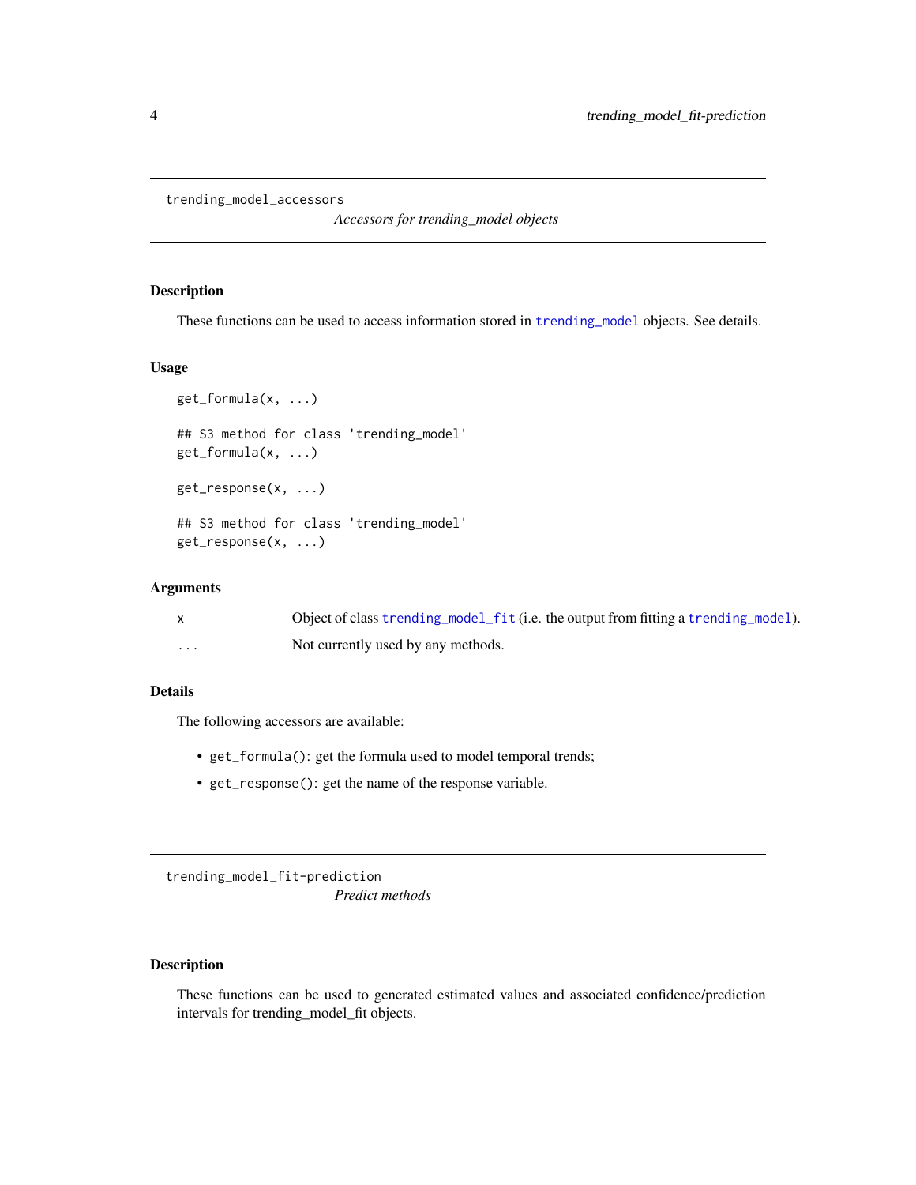## trending_model_accessors

*Accessors for trending_model objects*

### Description

These functions can be used to access information stored in `trending_model` objects. See details.

### Usage

```
get_formula(x, ...)

## S3 method for class 'trending_model'
get_formula(x, ...)

get_response(x, ...)

## S3 method for class 'trending_model'
get_response(x, ...)
```

### Arguments

| | |
|---|---|
| x | Object of class `trending_model_fit` (i.e. the output from fitting a `trending_model`). |
| ... | Not currently used by any methods. |

### Details

The following accessors are available:

- `get_formula()`: get the formula used to model temporal trends;
- `get_response()`: get the name of the response variable.

## trending_model_fit-prediction

*Predict methods*

### Description

These functions can be used to generated estimated values and associated confidence/prediction intervals for trending_model_fit objects.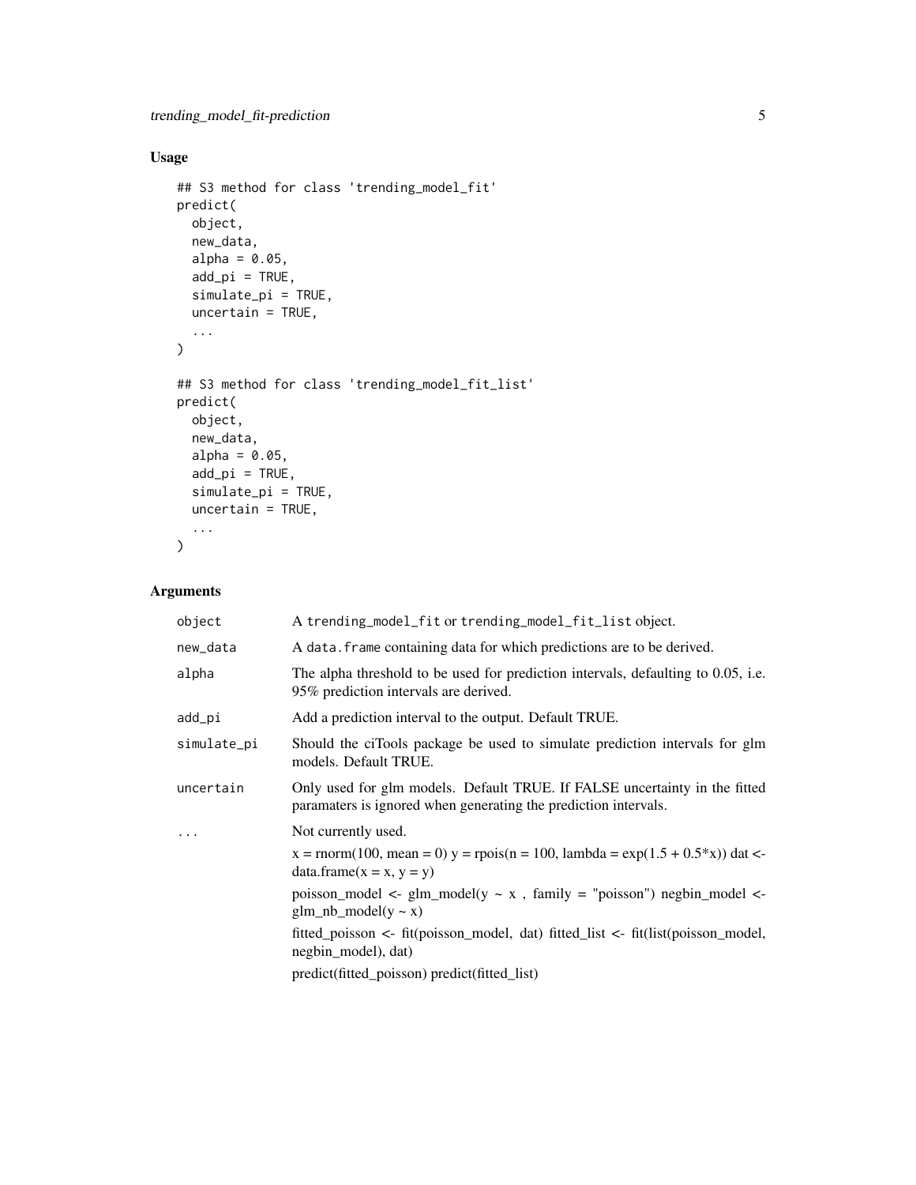## Usage

```
## S3 method for class 'trending_model_fit'
predict(
  object,
  new_data,
  alpha = 0.05,
  add_pi = TRUE,
  simulate_pi = TRUE,
  uncertain = TRUE,
  ...
)

## S3 method for class 'trending_model_fit_list'
predict(
  object,
  new_data,
  alpha = 0.05,
  add_pi = TRUE,
  simulate_pi = TRUE,
  uncertain = TRUE,
  ...
)
```

## Arguments

| | |
|---|---|
| object | A trending_model_fit or trending_model_fit_list object. |
| new_data | A data.frame containing data for which predictions are to be derived. |
| alpha | The alpha threshold to be used for prediction intervals, defaulting to 0.05, i.e. 95% prediction intervals are derived. |
| add_pi | Add a prediction interval to the output. Default TRUE. |
| simulate_pi | Should the ciTools package be used to simulate prediction intervals for glm models. Default TRUE. |
| uncertain | Only used for glm models. Default TRUE. If FALSE uncertainty in the fitted paramaters is ignored when generating the prediction intervals. |
| ... | Not currently used. |

x = rnorm(100, mean = 0) y = rpois(n = 100, lambda = exp(1.5 + 0.5*x)) dat <- data.frame(x = x, y = y)

poisson_model <- glm_model(y ~ x , family = "poisson") negbin_model <- glm_nb_model(y ~ x)

fitted_poisson <- fit(poisson_model, dat) fitted_list <- fit(list(poisson_model, negbin_model), dat)

predict(fitted_poisson) predict(fitted_list)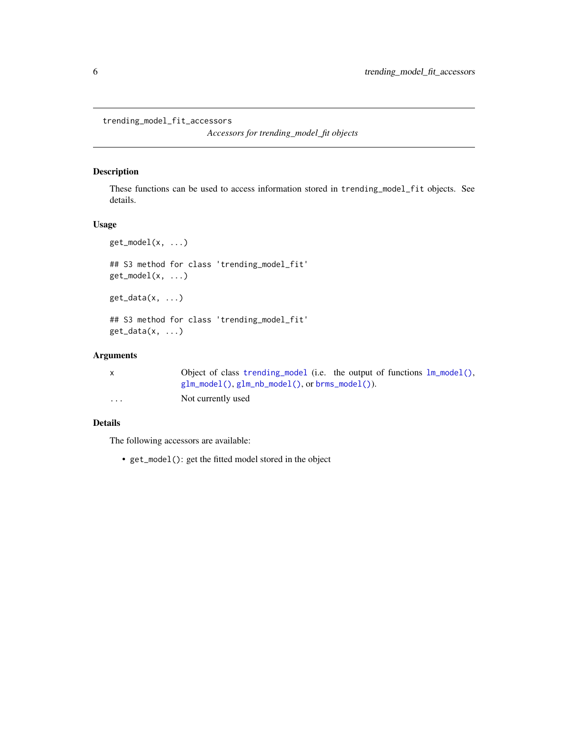trending_model_fit_accessors

*Accessors for trending_model_fit objects*

## Description

These functions can be used to access information stored in `trending_model_fit` objects. See details.

## Usage

```
get_model(x, ...)

## S3 method for class 'trending_model_fit'
get_model(x, ...)

get_data(x, ...)

## S3 method for class 'trending_model_fit'
get_data(x, ...)
```

## Arguments

| | |
|---|---|
| x | Object of class `trending_model` (i.e. the output of functions `lm_model()`, `glm_model()`, `glm_nb_model()`, or `brms_model()`). |
| ... | Not currently used |

## Details

The following accessors are available:

- `get_model()`: get the fitted model stored in the object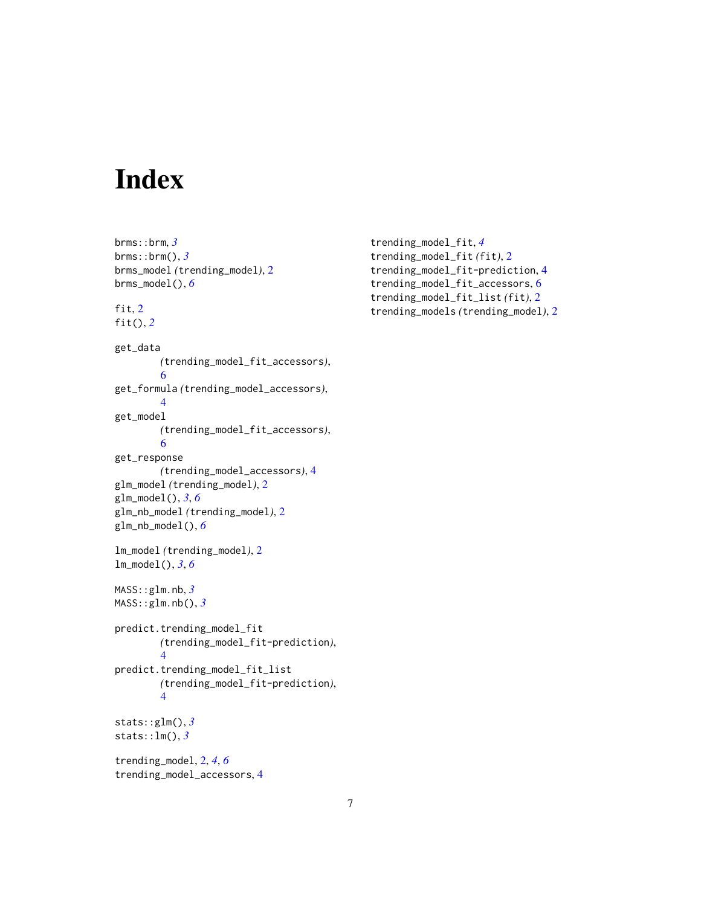# Index

brms::brm, *3*
brms::brm(), *3*
brms_model *(*trending_model*)*, 2
brms_model(), *6*

fit, 2
fit(), *2*

get_data *(*trending_model_fit_accessors*)*, 6
get_formula *(*trending_model_accessors*)*, 4
get_model *(*trending_model_fit_accessors*)*, 6
get_response *(*trending_model_accessors*)*, 4
glm_model *(*trending_model*)*, 2
glm_model(), *3*, *6*
glm_nb_model *(*trending_model*)*, 2
glm_nb_model(), *6*

lm_model *(*trending_model*)*, 2
lm_model(), *3*, *6*

MASS::glm.nb, *3*
MASS::glm.nb(), *3*

predict.trending_model_fit *(*trending_model_fit-prediction*)*, 4
predict.trending_model_fit_list *(*trending_model_fit-prediction*)*, 4

stats::glm(), *3*
stats::lm(), *3*

trending_model, 2, *4*, *6*
trending_model_accessors, 4
trending_model_fit, *4*
trending_model_fit *(*fit*)*, 2
trending_model_fit-prediction, 4
trending_model_fit_accessors, 6
trending_model_fit_list *(*fit*)*, 2
trending_models *(*trending_model*)*, 2